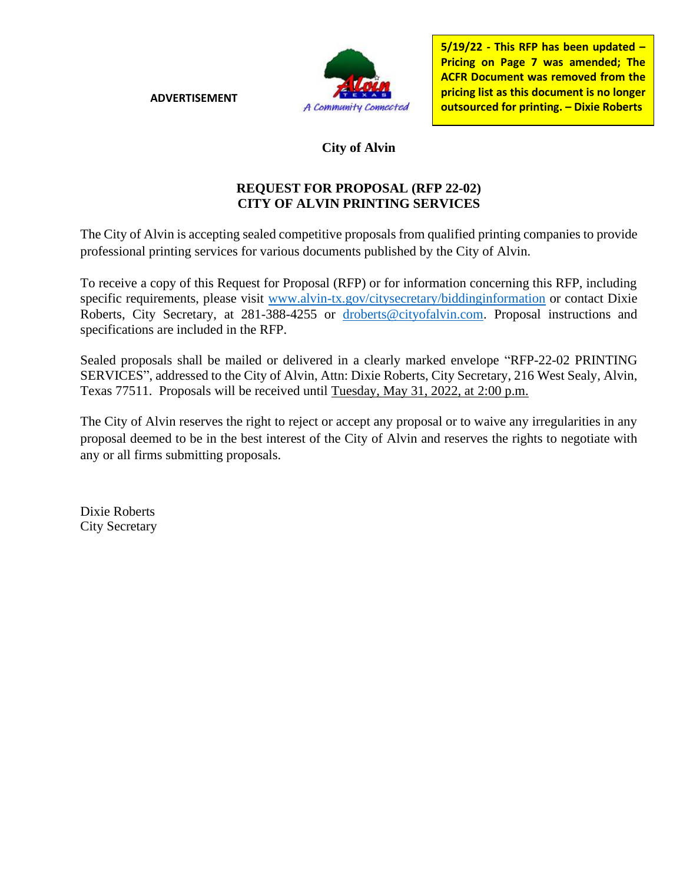**ADVERTISEMENT**

**5/19/22 - This RFP has been updated – Pricing on Page 7 was amended; The ACFR Document was removed from the pricing list as this document is no longer outsourced for printing. – Dixie Roberts**

**City of Alvin**

## REQUEST FOR PROPOSAL (RFP 22-02)
## CITY OF ALVIN PRINTING SERVICES

The City of Alvin is accepting sealed competitive proposals from qualified printing companies to provide professional printing services for various documents published by the City of Alvin.

To receive a copy of this Request for Proposal (RFP) or for information concerning this RFP, including specific requirements, please visit www.alvin-tx.gov/citysecretary/biddinginformation or contact Dixie Roberts, City Secretary, at 281-388-4255 or droberts@cityofalvin.com. Proposal instructions and specifications are included in the RFP.

Sealed proposals shall be mailed or delivered in a clearly marked envelope "RFP-22-02 PRINTING SERVICES", addressed to the City of Alvin, Attn: Dixie Roberts, City Secretary, 216 West Sealy, Alvin, Texas 77511. Proposals will be received until Tuesday, May 31, 2022, at 2:00 p.m.

The City of Alvin reserves the right to reject or accept any proposal or to waive any irregularities in any proposal deemed to be in the best interest of the City of Alvin and reserves the rights to negotiate with any or all firms submitting proposals.

Dixie Roberts
City Secretary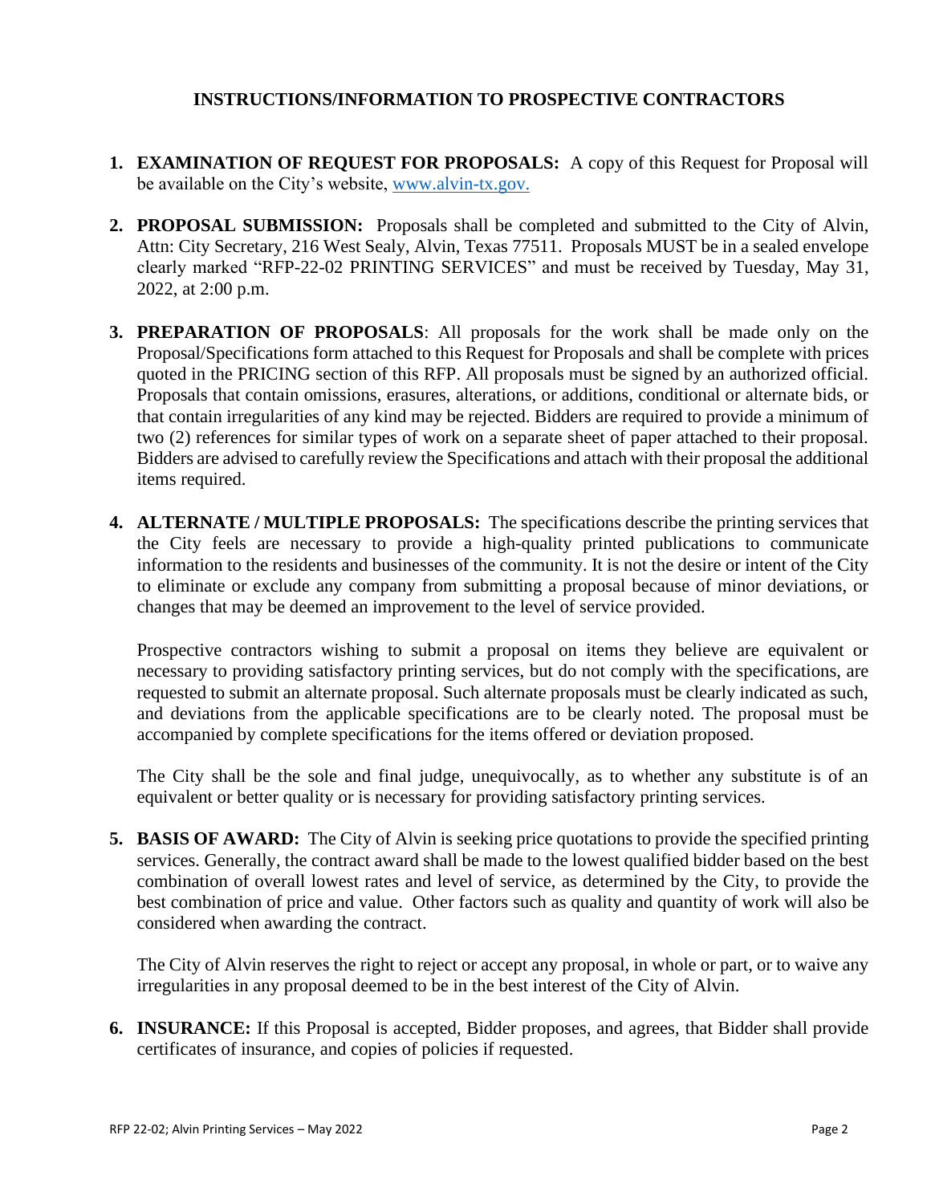## INSTRUCTIONS/INFORMATION TO PROSPECTIVE CONTRACTORS

1. **EXAMINATION OF REQUEST FOR PROPOSALS:** A copy of this Request for Proposal will be available on the City's website, [www.alvin-tx.gov.](http://www.alvin-tx.gov)

2. **PROPOSAL SUBMISSION:** Proposals shall be completed and submitted to the City of Alvin, Attn: City Secretary, 216 West Sealy, Alvin, Texas 77511. Proposals MUST be in a sealed envelope clearly marked "RFP-22-02 PRINTING SERVICES" and must be received by Tuesday, May 31, 2022, at 2:00 p.m.

3. **PREPARATION OF PROPOSALS**: All proposals for the work shall be made only on the Proposal/Specifications form attached to this Request for Proposals and shall be complete with prices quoted in the PRICING section of this RFP. All proposals must be signed by an authorized official. Proposals that contain omissions, erasures, alterations, or additions, conditional or alternate bids, or that contain irregularities of any kind may be rejected. Bidders are required to provide a minimum of two (2) references for similar types of work on a separate sheet of paper attached to their proposal. Bidders are advised to carefully review the Specifications and attach with their proposal the additional items required.

4. **ALTERNATE / MULTIPLE PROPOSALS:** The specifications describe the printing services that the City feels are necessary to provide a high-quality printed publications to communicate information to the residents and businesses of the community. It is not the desire or intent of the City to eliminate or exclude any company from submitting a proposal because of minor deviations, or changes that may be deemed an improvement to the level of service provided.

   Prospective contractors wishing to submit a proposal on items they believe are equivalent or necessary to providing satisfactory printing services, but do not comply with the specifications, are requested to submit an alternate proposal. Such alternate proposals must be clearly indicated as such, and deviations from the applicable specifications are to be clearly noted. The proposal must be accompanied by complete specifications for the items offered or deviation proposed.

   The City shall be the sole and final judge, unequivocally, as to whether any substitute is of an equivalent or better quality or is necessary for providing satisfactory printing services.

5. **BASIS OF AWARD:** The City of Alvin is seeking price quotations to provide the specified printing services. Generally, the contract award shall be made to the lowest qualified bidder based on the best combination of overall lowest rates and level of service, as determined by the City, to provide the best combination of price and value. Other factors such as quality and quantity of work will also be considered when awarding the contract.

   The City of Alvin reserves the right to reject or accept any proposal, in whole or part, or to waive any irregularities in any proposal deemed to be in the best interest of the City of Alvin.

6. **INSURANCE:** If this Proposal is accepted, Bidder proposes, and agrees, that Bidder shall provide certificates of insurance, and copies of policies if requested.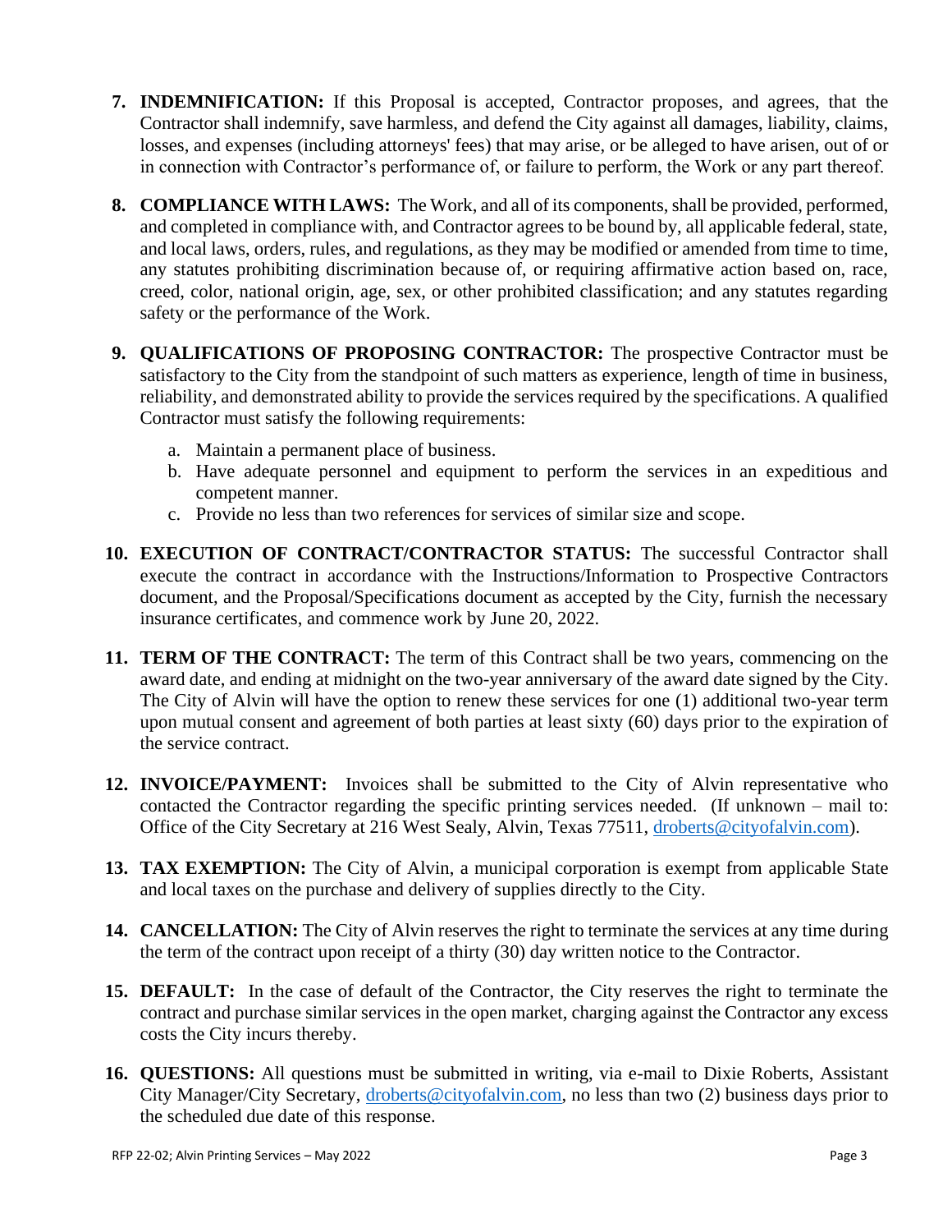7. **INDEMNIFICATION:** If this Proposal is accepted, Contractor proposes, and agrees, that the Contractor shall indemnify, save harmless, and defend the City against all damages, liability, claims, losses, and expenses (including attorneys' fees) that may arise, or be alleged to have arisen, out of or in connection with Contractor's performance of, or failure to perform, the Work or any part thereof.

8. **COMPLIANCE WITH LAWS:** The Work, and all of its components, shall be provided, performed, and completed in compliance with, and Contractor agrees to be bound by, all applicable federal, state, and local laws, orders, rules, and regulations, as they may be modified or amended from time to time, any statutes prohibiting discrimination because of, or requiring affirmative action based on, race, creed, color, national origin, age, sex, or other prohibited classification; and any statutes regarding safety or the performance of the Work.

9. **QUALIFICATIONS OF PROPOSING CONTRACTOR:** The prospective Contractor must be satisfactory to the City from the standpoint of such matters as experience, length of time in business, reliability, and demonstrated ability to provide the services required by the specifications. A qualified Contractor must satisfy the following requirements:

   a. Maintain a permanent place of business.
   b. Have adequate personnel and equipment to perform the services in an expeditious and competent manner.
   c. Provide no less than two references for services of similar size and scope.

10. **EXECUTION OF CONTRACT/CONTRACTOR STATUS:** The successful Contractor shall execute the contract in accordance with the Instructions/Information to Prospective Contractors document, and the Proposal/Specifications document as accepted by the City, furnish the necessary insurance certificates, and commence work by June 20, 2022.

11. **TERM OF THE CONTRACT:** The term of this Contract shall be two years, commencing on the award date, and ending at midnight on the two-year anniversary of the award date signed by the City. The City of Alvin will have the option to renew these services for one (1) additional two-year term upon mutual consent and agreement of both parties at least sixty (60) days prior to the expiration of the service contract.

12. **INVOICE/PAYMENT:** Invoices shall be submitted to the City of Alvin representative who contacted the Contractor regarding the specific printing services needed. (If unknown – mail to: Office of the City Secretary at 216 West Sealy, Alvin, Texas 77511, droberts@cityofalvin.com).

13. **TAX EXEMPTION:** The City of Alvin, a municipal corporation is exempt from applicable State and local taxes on the purchase and delivery of supplies directly to the City.

14. **CANCELLATION:** The City of Alvin reserves the right to terminate the services at any time during the term of the contract upon receipt of a thirty (30) day written notice to the Contractor.

15. **DEFAULT:** In the case of default of the Contractor, the City reserves the right to terminate the contract and purchase similar services in the open market, charging against the Contractor any excess costs the City incurs thereby.

16. **QUESTIONS:** All questions must be submitted in writing, via e-mail to Dixie Roberts, Assistant City Manager/City Secretary, droberts@cityofalvin.com, no less than two (2) business days prior to the scheduled due date of this response.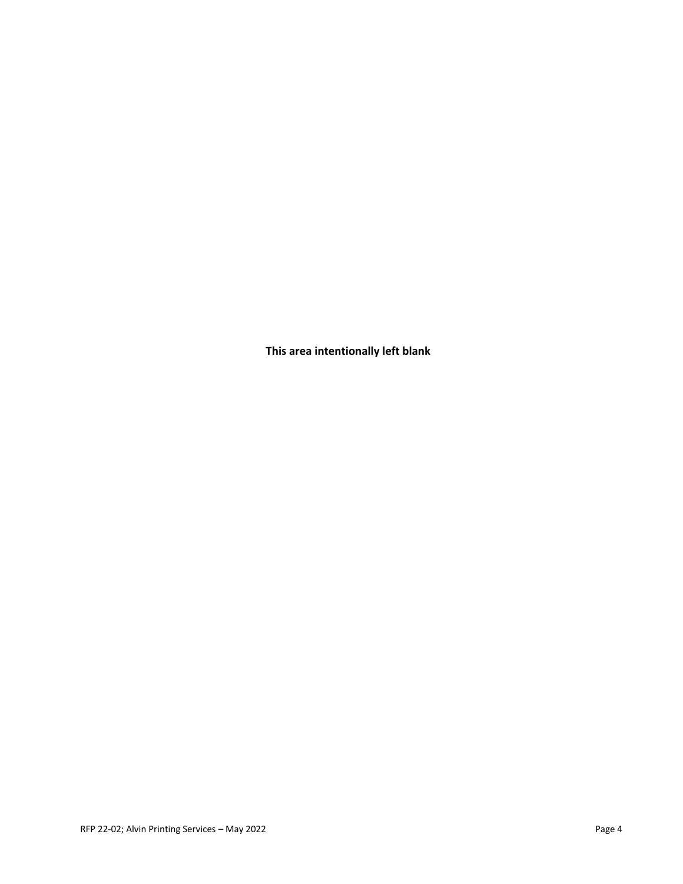**This area intentionally left blank**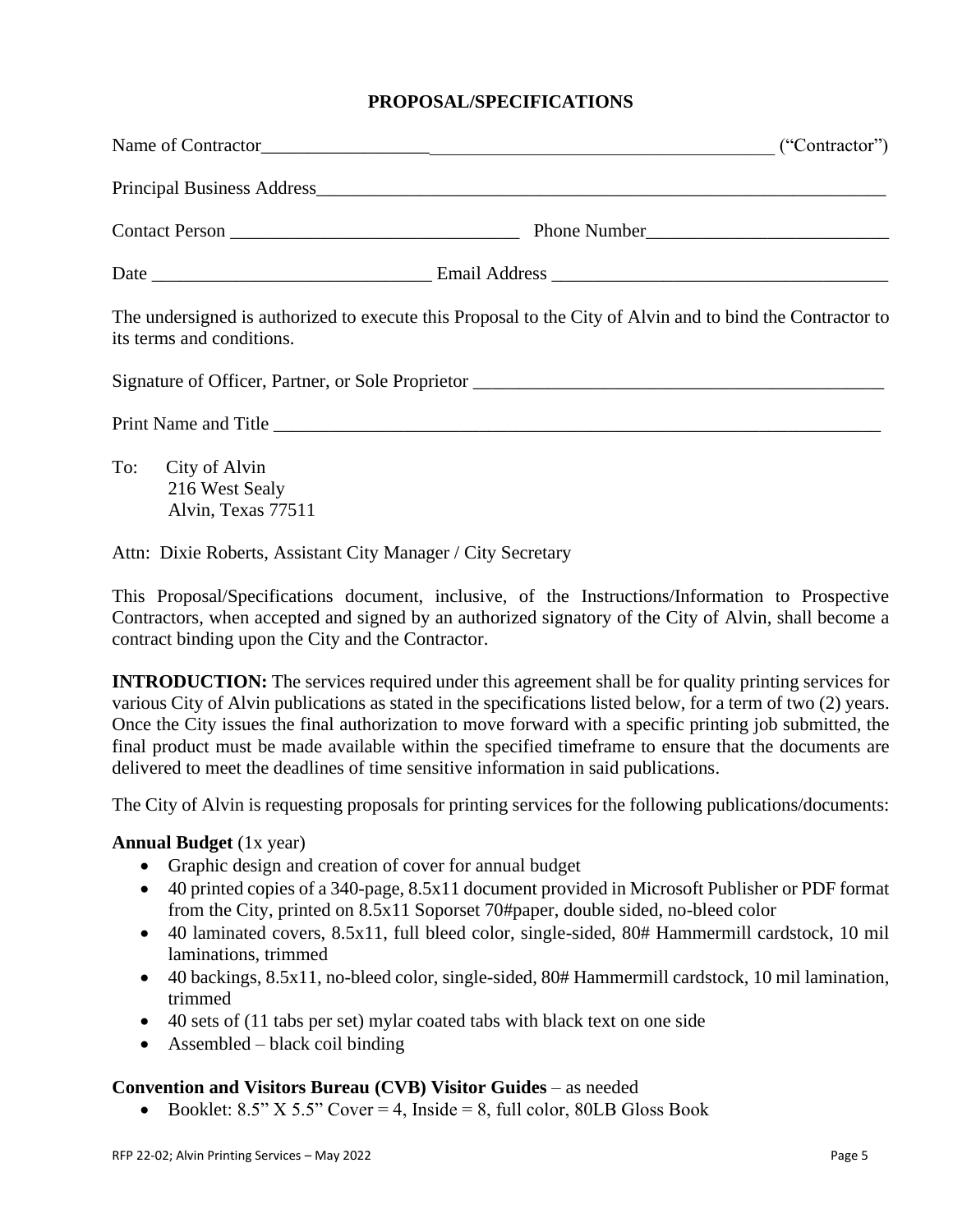## PROPOSAL/SPECIFICATIONS

Name of Contractor_____________________________________________________ ("Contractor")

Principal Business Address_____________________________________________________________

Contact Person ______________________________ Phone Number__________________________

Date _____________________________ Email Address ___________________________________

The undersigned is authorized to execute this Proposal to the City of Alvin and to bind the Contractor to its terms and conditions.

Signature of Officer, Partner, or Sole Proprietor _____________________________________________

Print Name and Title ___________________________________________________________________

To: City of Alvin
216 West Sealy
Alvin, Texas 77511

Attn: Dixie Roberts, Assistant City Manager / City Secretary

This Proposal/Specifications document, inclusive, of the Instructions/Information to Prospective Contractors, when accepted and signed by an authorized signatory of the City of Alvin, shall become a contract binding upon the City and the Contractor.

**INTRODUCTION:** The services required under this agreement shall be for quality printing services for various City of Alvin publications as stated in the specifications listed below, for a term of two (2) years. Once the City issues the final authorization to move forward with a specific printing job submitted, the final product must be made available within the specified timeframe to ensure that the documents are delivered to meet the deadlines of time sensitive information in said publications.

The City of Alvin is requesting proposals for printing services for the following publications/documents:

**Annual Budget** (1x year)

- Graphic design and creation of cover for annual budget
- 40 printed copies of a 340-page, 8.5x11 document provided in Microsoft Publisher or PDF format from the City, printed on 8.5x11 Soporset 70#paper, double sided, no-bleed color
- 40 laminated covers, 8.5x11, full bleed color, single-sided, 80# Hammermill cardstock, 10 mil laminations, trimmed
- 40 backings, 8.5x11, no-bleed color, single-sided, 80# Hammermill cardstock, 10 mil lamination, trimmed
- 40 sets of (11 tabs per set) mylar coated tabs with black text on one side
- Assembled – black coil binding

**Convention and Visitors Bureau (CVB) Visitor Guides** – as needed

- Booklet: 8.5" X 5.5" Cover = 4, Inside = 8, full color, 80LB Gloss Book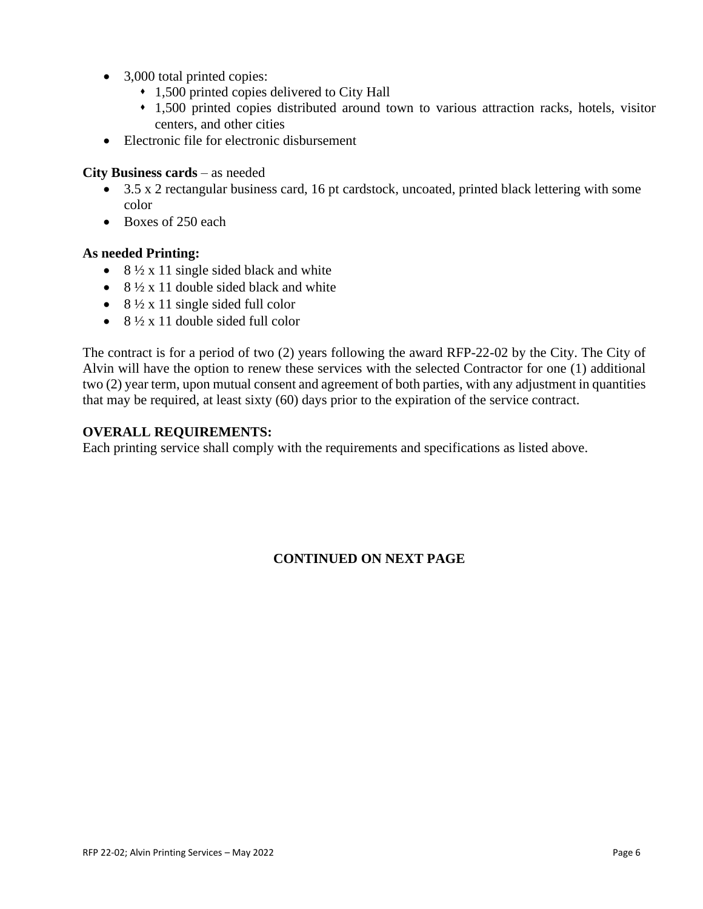- 3,000 total printed copies:
  - 1,500 printed copies delivered to City Hall
  - 1,500 printed copies distributed around town to various attraction racks, hotels, visitor centers, and other cities
- Electronic file for electronic disbursement

**City Business cards** – as needed

- 3.5 x 2 rectangular business card, 16 pt cardstock, uncoated, printed black lettering with some color
- Boxes of 250 each

**As needed Printing:**

- 8 ½ x 11 single sided black and white
- 8 ½ x 11 double sided black and white
- 8 ½ x 11 single sided full color
- 8 ½ x 11 double sided full color

The contract is for a period of two (2) years following the award RFP-22-02 by the City. The City of Alvin will have the option to renew these services with the selected Contractor for one (1) additional two (2) year term, upon mutual consent and agreement of both parties, with any adjustment in quantities that may be required, at least sixty (60) days prior to the expiration of the service contract.

**OVERALL REQUIREMENTS:**

Each printing service shall comply with the requirements and specifications as listed above.

**CONTINUED ON NEXT PAGE**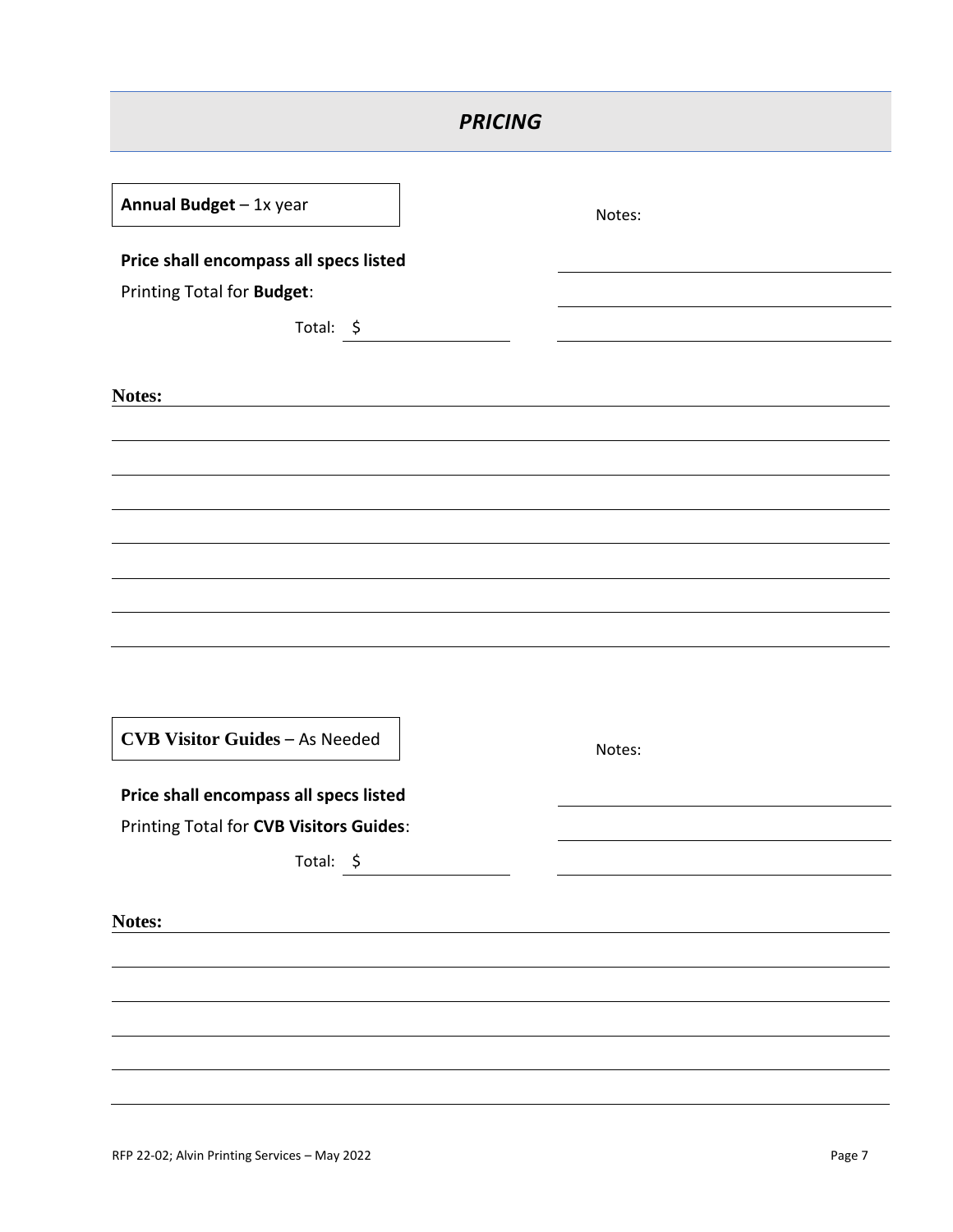## *PRICING*

**Annual Budget** – 1x year

**Price shall encompass all specs listed**

Printing Total for **Budget**:

Total: $ \_\_\_\_\_\_\_\_\_\_\_\_\_\_\_\_

Notes:

**Notes:**

**CVB Visitor Guides –** As Needed

**Price shall encompass all specs listed**

Printing Total for **CVB Visitors Guides**:

Total: $ \_\_\_\_\_\_\_\_\_\_\_\_\_\_\_\_

Notes:

**Notes:**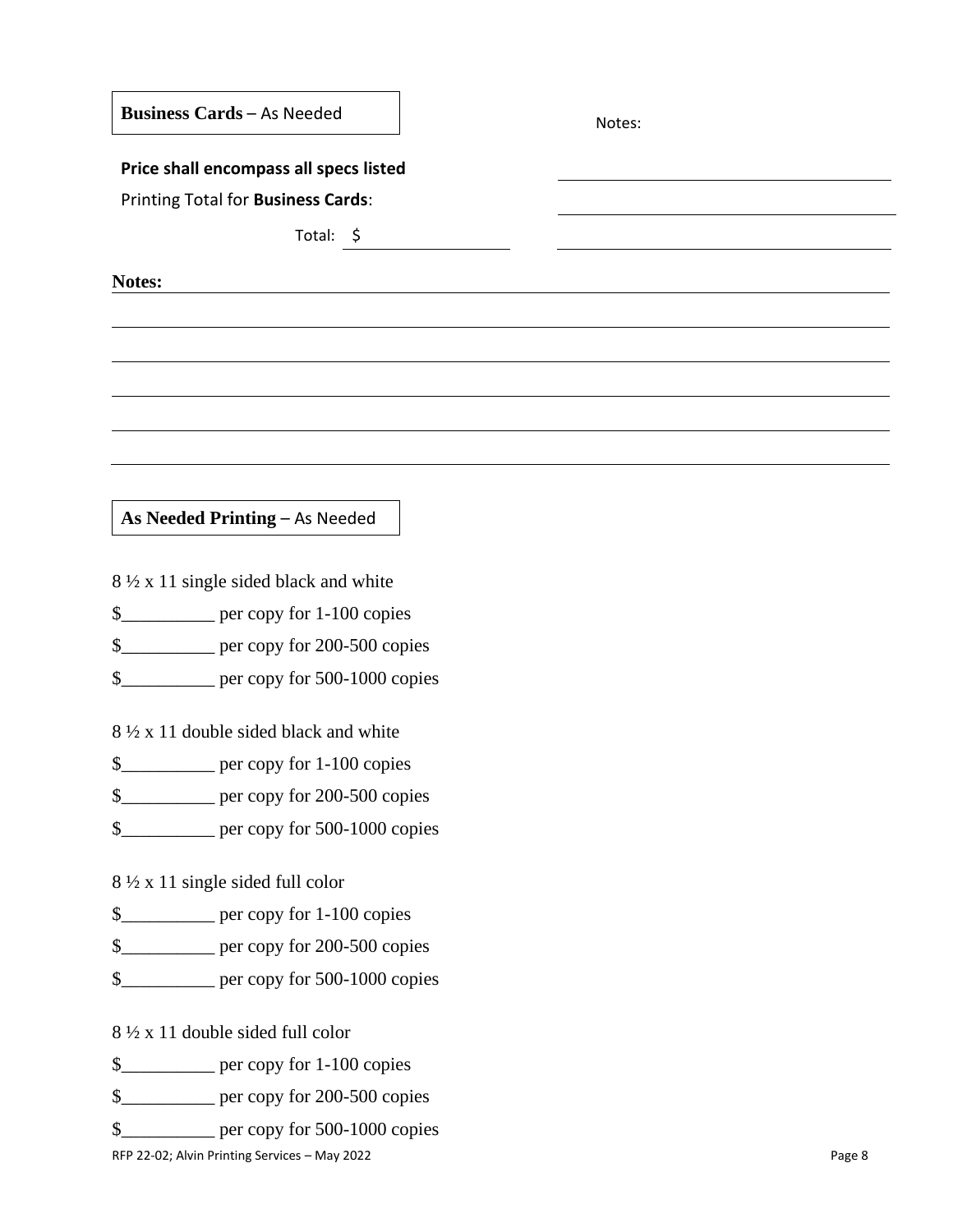**Business Cards** – As Needed

Notes:

______________________________

______________________________

______________________________

**Price shall encompass all specs listed**

Printing Total for **Business Cards**:

Total: $ __________

**Notes:** ______________________________________________

______________________________________________

______________________________________________

______________________________________________

______________________________________________

______________________________________________

**As Needed Printing** – As Needed

8 ½ x 11 single sided black and white

$__________ per copy for 1-100 copies

$__________ per copy for 200-500 copies

$__________ per copy for 500-1000 copies

8 ½ x 11 double sided black and white

$__________ per copy for 1-100 copies

$__________ per copy for 200-500 copies

$__________ per copy for 500-1000 copies

8 ½ x 11 single sided full color

$__________ per copy for 1-100 copies

$__________ per copy for 200-500 copies

$__________ per copy for 500-1000 copies

8 ½ x 11 double sided full color

$__________ per copy for 1-100 copies

$__________ per copy for 200-500 copies

$__________ per copy for 500-1000 copies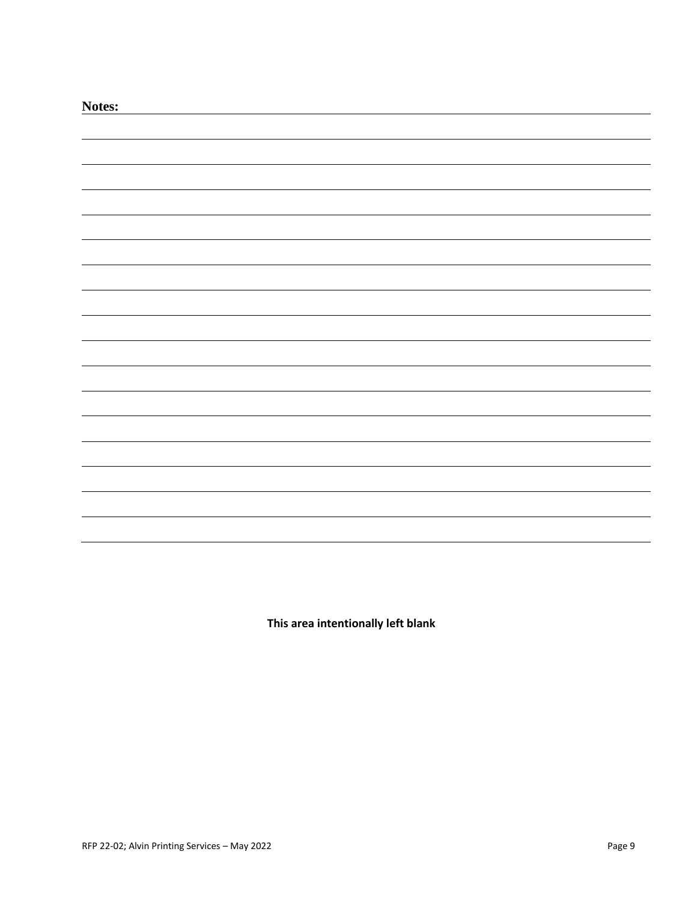**Notes:**

**This area intentionally left blank**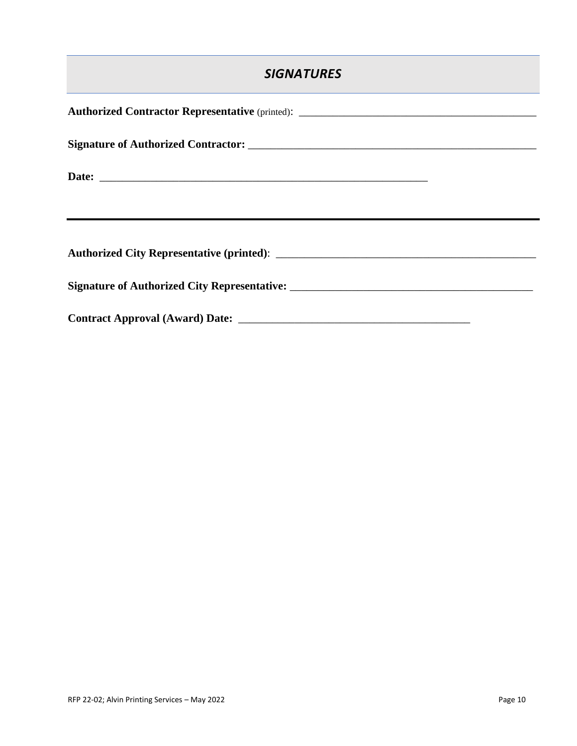## *SIGNATURES*

**Authorized Contractor Representative** (printed): ___________________________________________

**Signature of Authorized Contractor:** _____________________________________________________

**Date:** ____________________________________________________________

---

**Authorized City Representative (printed)**: _____________________________________________

**Signature of Authorized City Representative:** ____________________________________________

**Contract Approval (Award) Date:** ________________________________________